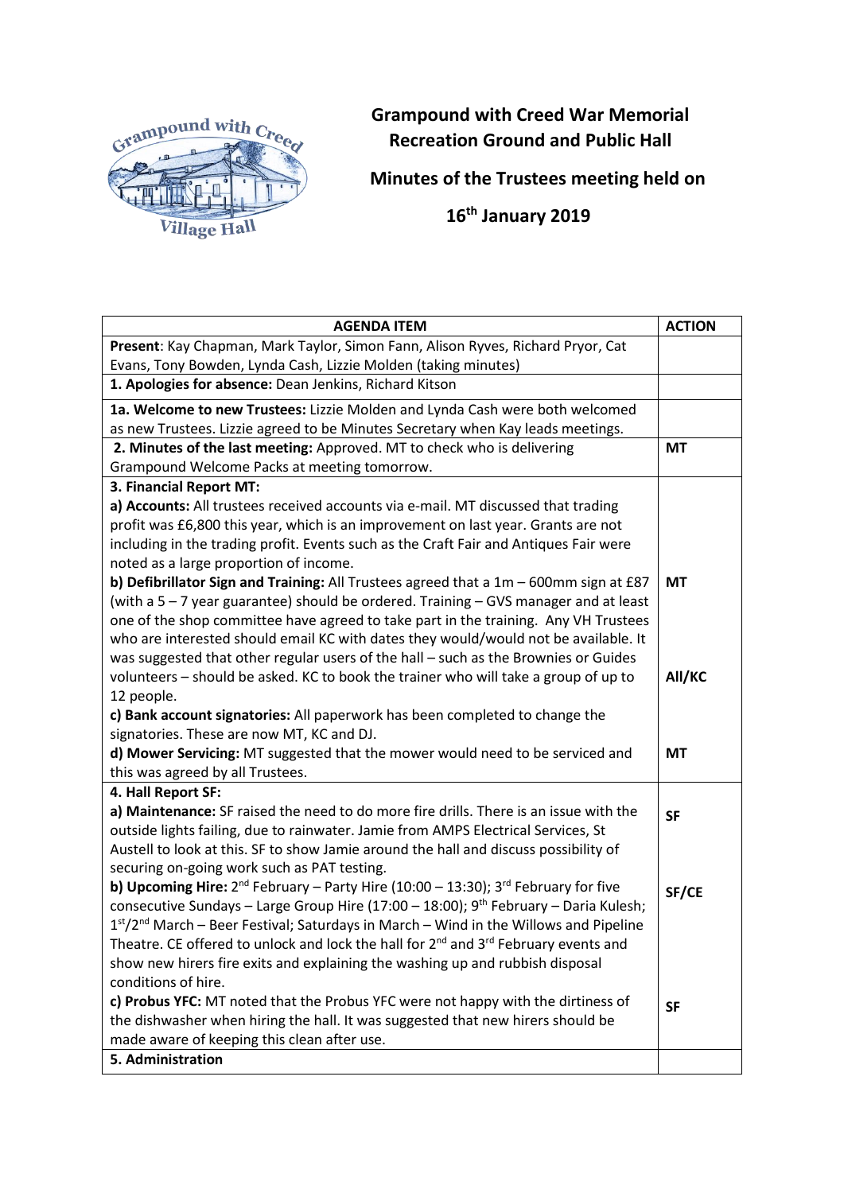# Grampound with Creed War Memorial Recreation Ground and Public Hall

## Minutes of the Trustees meeting held on 16th January 2019

| AGENDA ITEM | ACTION |
|---|---|
| **Present**: Kay Chapman, Mark Taylor, Simon Fann, Alison Ryves, Richard Pryor, Cat Evans, Tony Bowden, Lynda Cash, Lizzie Molden (taking minutes) | |
| **1. Apologies for absence:** Dean Jenkins, Richard Kitson | |
| **1a. Welcome to new Trustees:** Lizzie Molden and Lynda Cash were both welcomed as new Trustees. Lizzie agreed to be Minutes Secretary when Kay leads meetings. | |
| **2. Minutes of the last meeting:** Approved. MT to check who is delivering Grampound Welcome Packs at meeting tomorrow. | **MT** |
| **3. Financial Report MT:** | |
| **a) Accounts:** All trustees received accounts via e-mail. MT discussed that trading profit was £6,800 this year, which is an improvement on last year. Grants are not including in the trading profit. Events such as the Craft Fair and Antiques Fair were noted as a large proportion of income. | |
| **b) Defibrillator Sign and Training:** All Trustees agreed that a 1m – 600mm sign at £87 (with a 5 – 7 year guarantee) should be ordered. Training – GVS manager and at least one of the shop committee have agreed to take part in the training. Any VH Trustees who are interested should email KC with dates they would/would not be available. It was suggested that other regular users of the hall – such as the Brownies or Guides volunteers – should be asked. KC to book the trainer who will take a group of up to 12 people. | **MT**<br><br>**All/KC** |
| **c) Bank account signatories:** All paperwork has been completed to change the signatories. These are now MT, KC and DJ. | |
| **d) Mower Servicing:** MT suggested that the mower would need to be serviced and this was agreed by all Trustees. | **MT** |
| **4. Hall Report SF:** | |
| **a) Maintenance:** SF raised the need to do more fire drills. There is an issue with the outside lights failing, due to rainwater. Jamie from AMPS Electrical Services, St Austell to look at this. SF to show Jamie around the hall and discuss possibility of securing on-going work such as PAT testing. | **SF** |
| **b) Upcoming Hire:** 2nd February – Party Hire (10:00 – 13:30); 3rd February for five consecutive Sundays – Large Group Hire (17:00 – 18:00); 9th February – Daria Kulesh; 1st/2nd March – Beer Festival; Saturdays in March – Wind in the Willows and Pipeline Theatre. CE offered to unlock and lock the hall for 2nd and 3rd February events and show new hirers fire exits and explaining the washing up and rubbish disposal conditions of hire. | **SF/CE** |
| **c) Probus YFC:** MT noted that the Probus YFC were not happy with the dirtiness of the dishwasher when hiring the hall. It was suggested that new hirers should be made aware of keeping this clean after use. | **SF** |
| **5. Administration** | |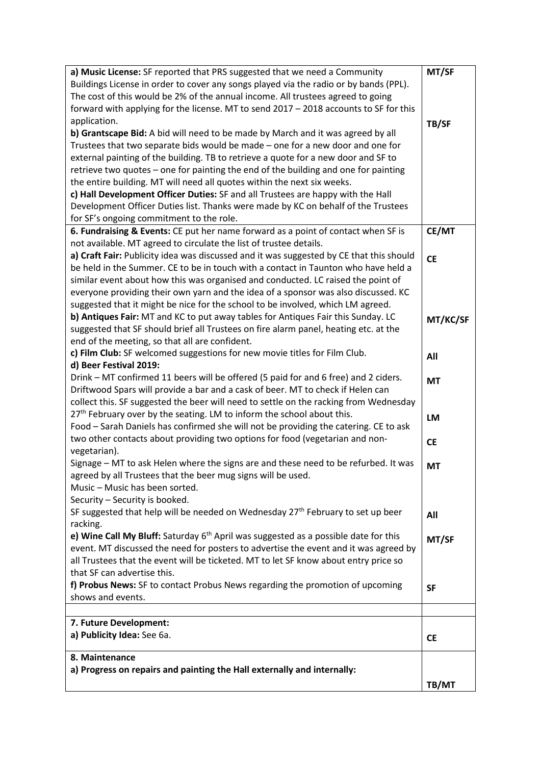| | |
|---|---|
| **a) Music License:** SF reported that PRS suggested that we need a Community Buildings License in order to cover any songs played via the radio or by bands (PPL). The cost of this would be 2% of the annual income. All trustees agreed to going forward with applying for the license. MT to send 2017 – 2018 accounts to SF for this application.<br>**b) Grantscape Bid:** A bid will need to be made by March and it was agreed by all Trustees that two separate bids would be made – one for a new door and one for external painting of the building. TB to retrieve a quote for a new door and SF to retrieve two quotes – one for painting the end of the building and one for painting the entire building. MT will need all quotes within the next six weeks.<br>**c) Hall Development Officer Duties:** SF and all Trustees are happy with the Hall Development Officer Duties list. Thanks were made by KC on behalf of the Trustees for SF's ongoing commitment to the role. | **MT/SF**<br><br>**TB/SF** |
| **6. Fundraising & Events:** CE put her name forward as a point of contact when SF is not available. MT agreed to circulate the list of trustee details.<br>**a) Craft Fair:** Publicity idea was discussed and it was suggested by CE that this should be held in the Summer. CE to be in touch with a contact in Taunton who have held a similar event about how this was organised and conducted. LC raised the point of everyone providing their own yarn and the idea of a sponsor was also discussed. KC suggested that it might be nice for the school to be involved, which LM agreed.<br>**b) Antiques Fair:** MT and KC to put away tables for Antiques Fair this Sunday. LC suggested that SF should brief all Trustees on fire alarm panel, heating etc. at the end of the meeting, so that all are confident.<br>**c) Film Club:** SF welcomed suggestions for new movie titles for Film Club.<br>**d) Beer Festival 2019:**<br>Drink – MT confirmed 11 beers will be offered (5 paid for and 6 free) and 2 ciders. Driftwood Spars will provide a bar and a cask of beer. MT to check if Helen can collect this. SF suggested the beer will need to settle on the racking from Wednesday 27th February over by the seating. LM to inform the school about this.<br>Food – Sarah Daniels has confirmed she will not be providing the catering. CE to ask two other contacts about providing two options for food (vegetarian and non-vegetarian).<br>Signage – MT to ask Helen where the signs are and these need to be refurbed. It was agreed by all Trustees that the beer mug signs will be used.<br>Music – Music has been sorted.<br>Security – Security is booked.<br>SF suggested that help will be needed on Wednesday 27th February to set up beer racking.<br>**e) Wine Call My Bluff:** Saturday 6th April was suggested as a possible date for this event. MT discussed the need for posters to advertise the event and it was agreed by all Trustees that the event will be ticketed. MT to let SF know about entry price so that SF can advertise this.<br>**f) Probus News:** SF to contact Probus News regarding the promotion of upcoming shows and events. | **CE/MT**<br><br>**CE**<br><br>**MT/KC/SF**<br><br>**All**<br><br>**MT**<br><br>**LM**<br><br>**CE**<br><br>**MT**<br><br>**All**<br><br>**MT/SF**<br><br>**SF** |
| | |
| **7. Future Development:**<br>**a) Publicity Idea:** See 6a. | **CE** |
| **8. Maintenance**<br>**a) Progress on repairs and painting the Hall externally and internally:** | **TB/MT** |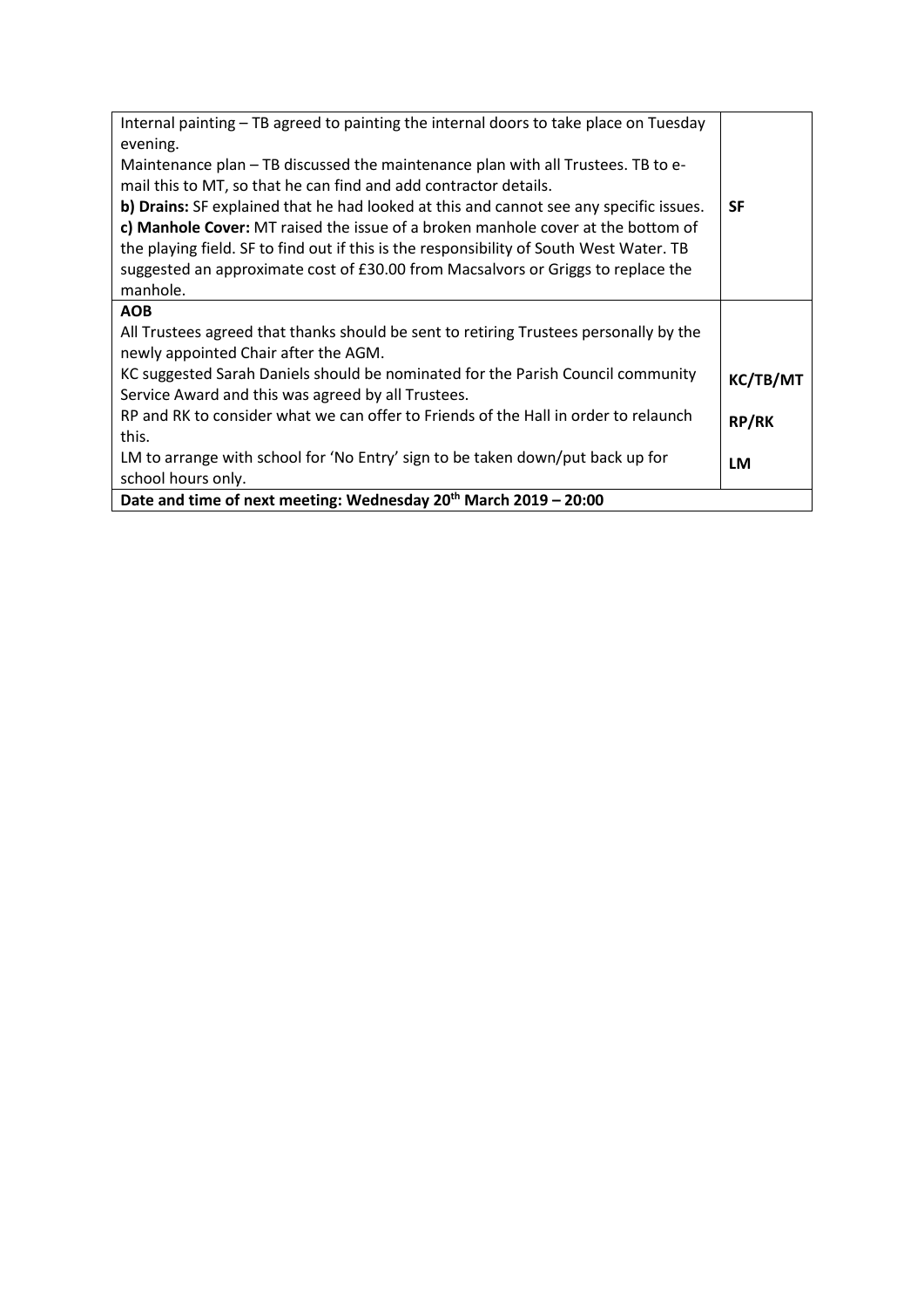| | |
|---|---|
| Internal painting – TB agreed to painting the internal doors to take place on Tuesday evening.<br>Maintenance plan – TB discussed the maintenance plan with all Trustees. TB to e-mail this to MT, so that he can find and add contractor details.<br>**b) Drains:** SF explained that he had looked at this and cannot see any specific issues.<br>**c) Manhole Cover:** MT raised the issue of a broken manhole cover at the bottom of the playing field. SF to find out if this is the responsibility of South West Water. TB suggested an approximate cost of £30.00 from Macsalvors or Griggs to replace the manhole. | **SF** |
| **AOB**<br>All Trustees agreed that thanks should be sent to retiring Trustees personally by the newly appointed Chair after the AGM.<br>KC suggested Sarah Daniels should be nominated for the Parish Council community Service Award and this was agreed by all Trustees.<br>RP and RK to consider what we can offer to Friends of the Hall in order to relaunch this.<br>LM to arrange with school for 'No Entry' sign to be taken down/put back up for school hours only. | **KC/TB/MT**<br>**RP/RK**<br>**LM** |
| **Date and time of next meeting: Wednesday 20th March 2019 – 20:00** | |